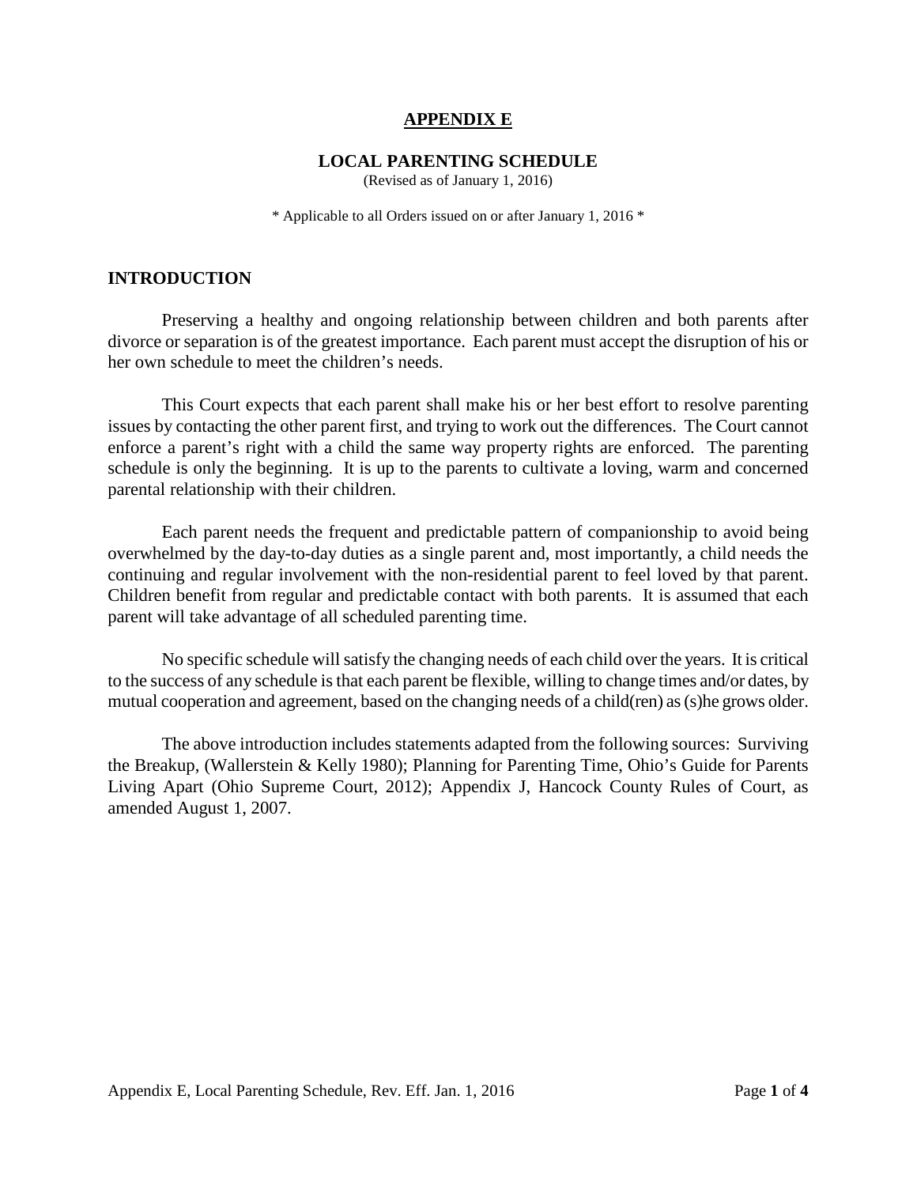# APPENDIX E

## LOCAL PARENTING SCHEDULE

(Revised as of January 1, 2016)

\* Applicable to all Orders issued on or after January 1, 2016 \*

## INTRODUCTION

Preserving a healthy and ongoing relationship between children and both parents after divorce or separation is of the greatest importance. Each parent must accept the disruption of his or her own schedule to meet the children's needs.

This Court expects that each parent shall make his or her best effort to resolve parenting issues by contacting the other parent first, and trying to work out the differences. The Court cannot enforce a parent's right with a child the same way property rights are enforced. The parenting schedule is only the beginning. It is up to the parents to cultivate a loving, warm and concerned parental relationship with their children.

Each parent needs the frequent and predictable pattern of companionship to avoid being overwhelmed by the day-to-day duties as a single parent and, most importantly, a child needs the continuing and regular involvement with the non-residential parent to feel loved by that parent. Children benefit from regular and predictable contact with both parents. It is assumed that each parent will take advantage of all scheduled parenting time.

No specific schedule will satisfy the changing needs of each child over the years. It is critical to the success of any schedule is that each parent be flexible, willing to change times and/or dates, by mutual cooperation and agreement, based on the changing needs of a child(ren) as (s)he grows older.

The above introduction includes statements adapted from the following sources: Surviving the Breakup, (Wallerstein & Kelly 1980); Planning for Parenting Time, Ohio's Guide for Parents Living Apart (Ohio Supreme Court, 2012); Appendix J, Hancock County Rules of Court, as amended August 1, 2007.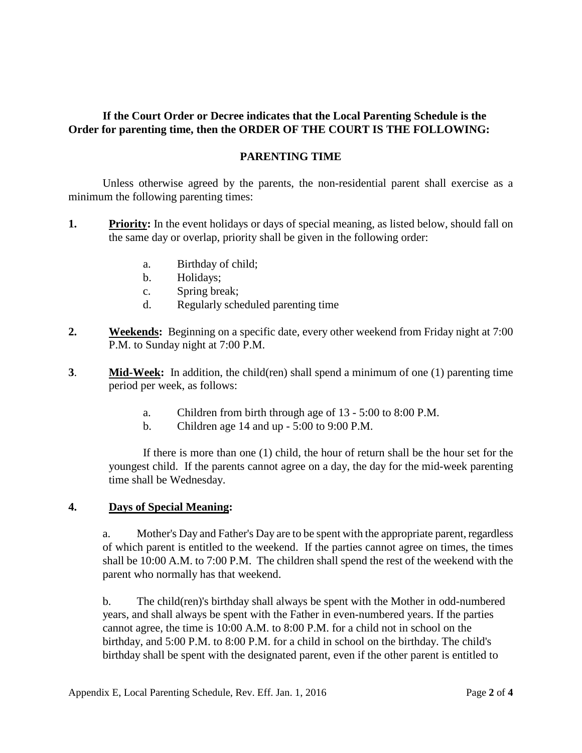**If the Court Order or Decree indicates that the Local Parenting Schedule is the Order for parenting time, then the ORDER OF THE COURT IS THE FOLLOWING:**

## PARENTING TIME

Unless otherwise agreed by the parents, the non-residential parent shall exercise as a minimum the following parenting times:

**1.** **Priority:** In the event holidays or days of special meaning, as listed below, should fall on the same day or overlap, priority shall be given in the following order:

a. Birthday of child;
b. Holidays;
c. Spring break;
d. Regularly scheduled parenting time

**2.** **Weekends:** Beginning on a specific date, every other weekend from Friday night at 7:00 P.M. to Sunday night at 7:00 P.M.

**3**. **Mid-Week:** In addition, the child(ren) shall spend a minimum of one (1) parenting time period per week, as follows:

a. Children from birth through age of 13 - 5:00 to 8:00 P.M.
b. Children age 14 and up - 5:00 to 9:00 P.M.

If there is more than one (1) child, the hour of return shall be the hour set for the youngest child. If the parents cannot agree on a day, the day for the mid-week parenting time shall be Wednesday.

**4.** **Days of Special Meaning:**

a. Mother's Day and Father's Day are to be spent with the appropriate parent, regardless of which parent is entitled to the weekend. If the parties cannot agree on times, the times shall be 10:00 A.M. to 7:00 P.M. The children shall spend the rest of the weekend with the parent who normally has that weekend.

b. The child(ren)'s birthday shall always be spent with the Mother in odd-numbered years, and shall always be spent with the Father in even-numbered years. If the parties cannot agree, the time is 10:00 A.M. to 8:00 P.M. for a child not in school on the birthday, and 5:00 P.M. to 8:00 P.M. for a child in school on the birthday. The child's birthday shall be spent with the designated parent, even if the other parent is entitled to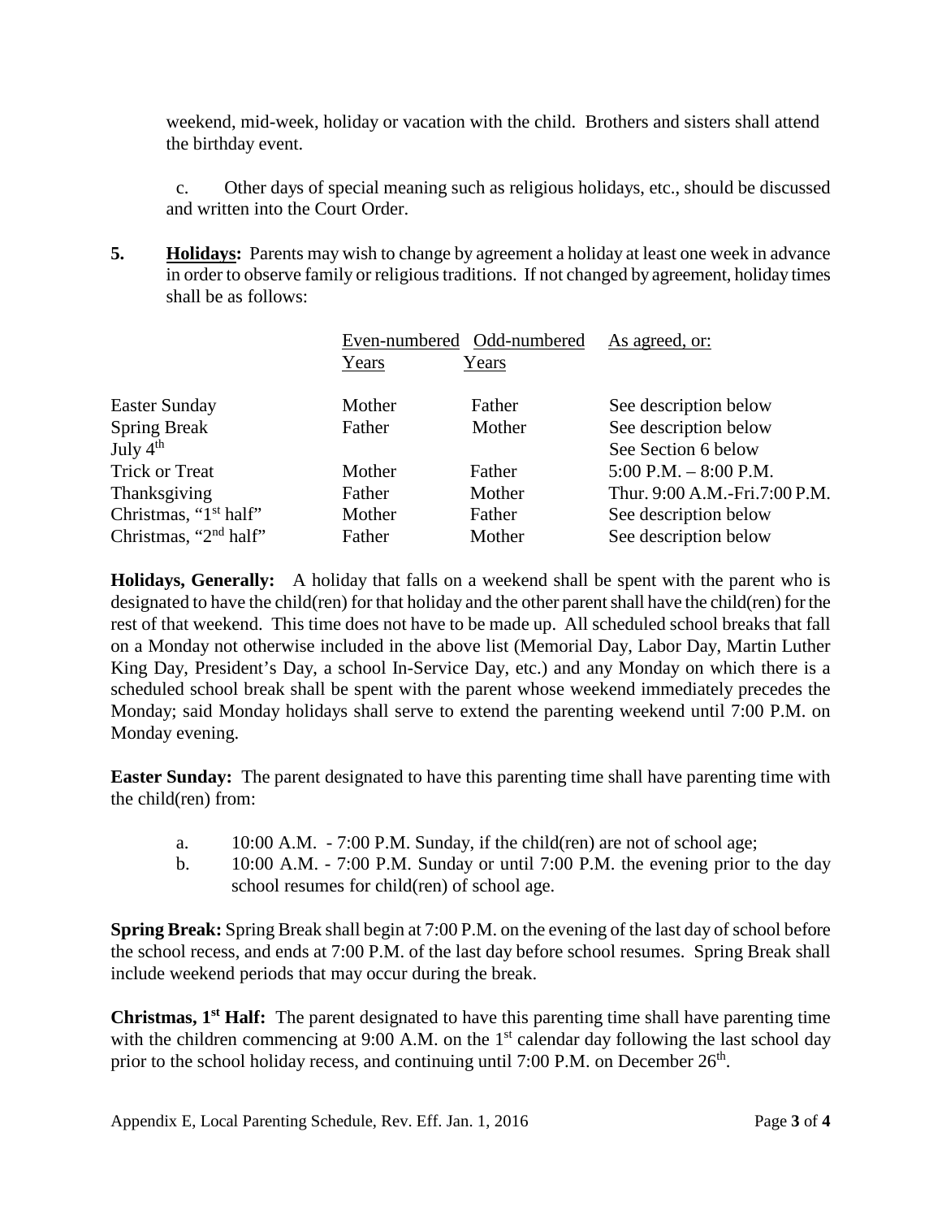weekend, mid-week, holiday or vacation with the child. Brothers and sisters shall attend the birthday event.

c. Other days of special meaning such as religious holidays, etc., should be discussed and written into the Court Order.

**5. Holidays:** Parents may wish to change by agreement a holiday at least one week in advance in order to observe family or religious traditions. If not changed by agreement, holiday times shall be as follows:

| | Even-numbered Years | Odd-numbered Years | As agreed, or: |
|---|---|---|---|
| Easter Sunday | Mother | Father | See description below |
| Spring Break | Father | Mother | See description below |
| July 4th | | | See Section 6 below |
| Trick or Treat | Mother | Father | 5:00 P.M. – 8:00 P.M. |
| Thanksgiving | Father | Mother | Thur. 9:00 A.M.-Fri.7:00 P.M. |
| Christmas, "1st half" | Mother | Father | See description below |
| Christmas, "2nd half" | Father | Mother | See description below |

**Holidays, Generally:** A holiday that falls on a weekend shall be spent with the parent who is designated to have the child(ren) for that holiday and the other parent shall have the child(ren) for the rest of that weekend. This time does not have to be made up. All scheduled school breaks that fall on a Monday not otherwise included in the above list (Memorial Day, Labor Day, Martin Luther King Day, President's Day, a school In-Service Day, etc.) and any Monday on which there is a scheduled school break shall be spent with the parent whose weekend immediately precedes the Monday; said Monday holidays shall serve to extend the parenting weekend until 7:00 P.M. on Monday evening.

**Easter Sunday:** The parent designated to have this parenting time shall have parenting time with the child(ren) from:

a. 10:00 A.M. - 7:00 P.M. Sunday, if the child(ren) are not of school age;

b. 10:00 A.M. - 7:00 P.M. Sunday or until 7:00 P.M. the evening prior to the day school resumes for child(ren) of school age.

**Spring Break:** Spring Break shall begin at 7:00 P.M. on the evening of the last day of school before the school recess, and ends at 7:00 P.M. of the last day before school resumes. Spring Break shall include weekend periods that may occur during the break.

**Christmas, 1st Half:** The parent designated to have this parenting time shall have parenting time with the children commencing at 9:00 A.M. on the 1st calendar day following the last school day prior to the school holiday recess, and continuing until 7:00 P.M. on December 26th.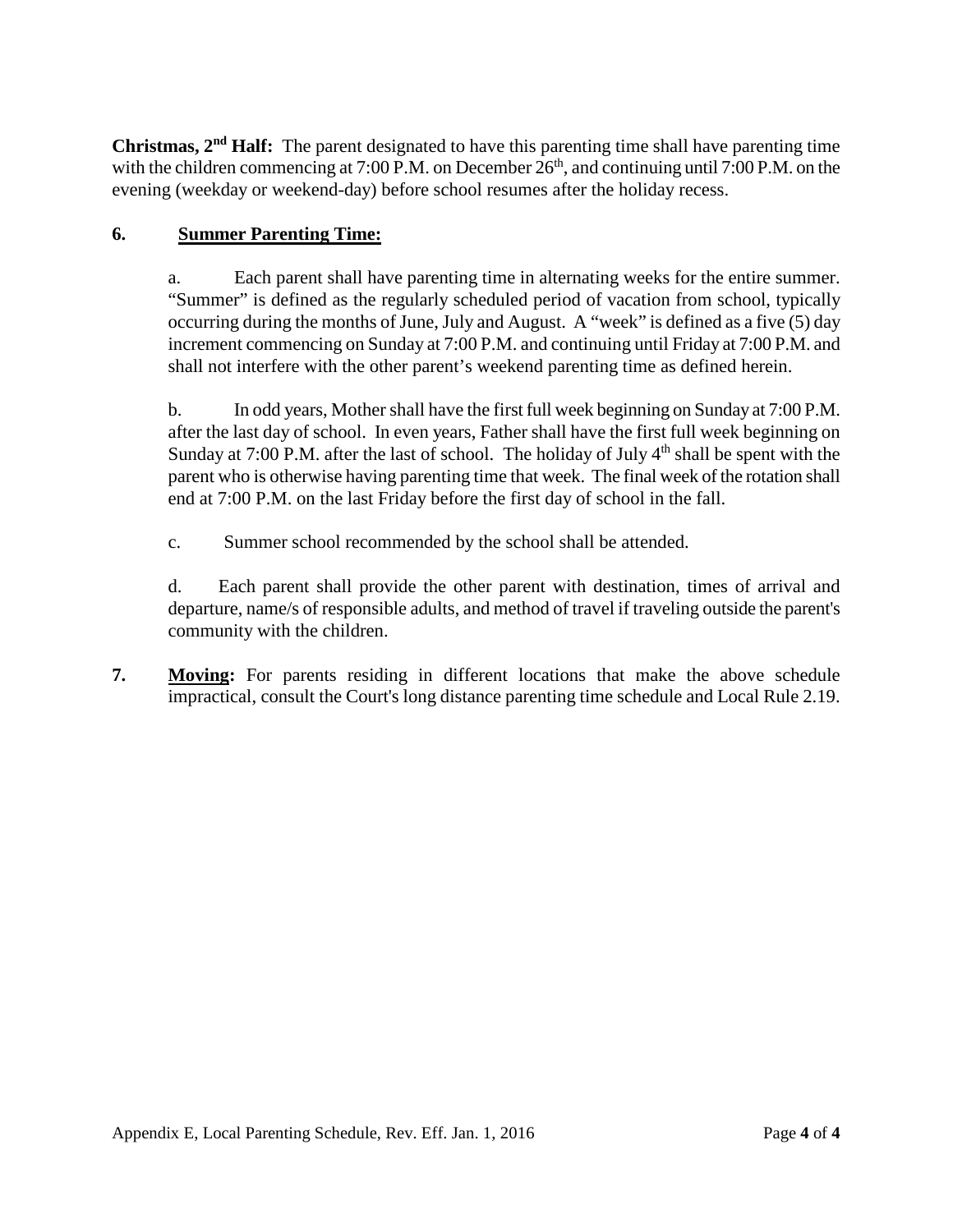**Christmas, 2nd Half:** The parent designated to have this parenting time shall have parenting time with the children commencing at 7:00 P.M. on December 26th, and continuing until 7:00 P.M. on the evening (weekday or weekend-day) before school resumes after the holiday recess.

**6. Summer Parenting Time:**

a. Each parent shall have parenting time in alternating weeks for the entire summer. "Summer" is defined as the regularly scheduled period of vacation from school, typically occurring during the months of June, July and August. A "week" is defined as a five (5) day increment commencing on Sunday at 7:00 P.M. and continuing until Friday at 7:00 P.M. and shall not interfere with the other parent's weekend parenting time as defined herein.

b. In odd years, Mother shall have the first full week beginning on Sunday at 7:00 P.M. after the last day of school. In even years, Father shall have the first full week beginning on Sunday at 7:00 P.M. after the last of school. The holiday of July 4th shall be spent with the parent who is otherwise having parenting time that week. The final week of the rotation shall end at 7:00 P.M. on the last Friday before the first day of school in the fall.

c. Summer school recommended by the school shall be attended.

d. Each parent shall provide the other parent with destination, times of arrival and departure, name/s of responsible adults, and method of travel if traveling outside the parent's community with the children.

**7. Moving:** For parents residing in different locations that make the above schedule impractical, consult the Court's long distance parenting time schedule and Local Rule 2.19.